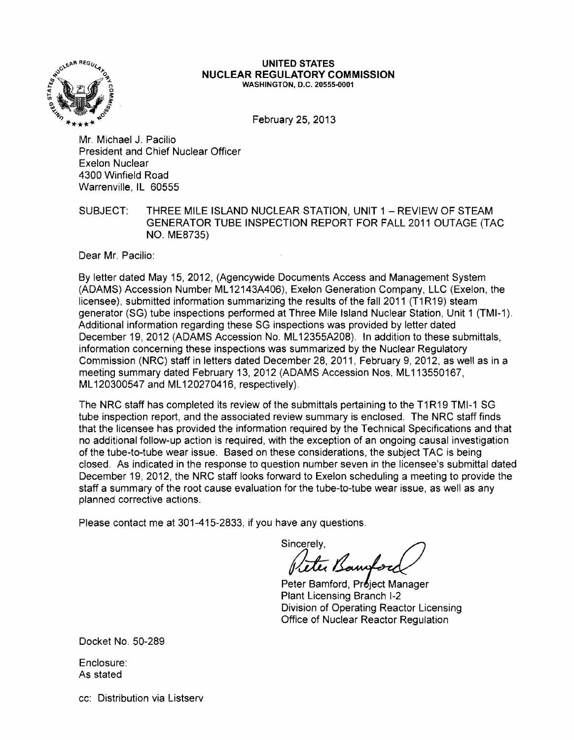**UNITED STATES**
**NUCLEAR REGULATORY COMMISSION**
**WASHINGTON, D.C. 20555-0001**

February 25, 2013

Mr. Michael J. Pacilio
President and Chief Nuclear Officer
Exelon Nuclear
4300 Winfield Road
Warrenville, IL 60555

SUBJECT: THREE MILE ISLAND NUCLEAR STATION, UNIT 1 – REVIEW OF STEAM GENERATOR TUBE INSPECTION REPORT FOR FALL 2011 OUTAGE (TAC NO. ME8735)

Dear Mr. Pacilio:

By letter dated May 15, 2012, (Agencywide Documents Access and Management System (ADAMS) Accession Number ML12143A406), Exelon Generation Company, LLC (Exelon, the licensee), submitted information summarizing the results of the fall 2011 (T1R19) steam generator (SG) tube inspections performed at Three Mile Island Nuclear Station, Unit 1 (TMI-1). Additional information regarding these SG inspections was provided by letter dated December 19, 2012 (ADAMS Accession No. ML12355A208). In addition to these submittals, information concerning these inspections was summarized by the Nuclear Regulatory Commission (NRC) staff in letters dated December 28, 2011, February 9, 2012, as well as in a meeting summary dated February 13, 2012 (ADAMS Accession Nos. ML113550167, ML120300547 and ML120270416, respectively).

The NRC staff has completed its review of the submittals pertaining to the T1R19 TMI-1 SG tube inspection report, and the associated review summary is enclosed. The NRC staff finds that the licensee has provided the information required by the Technical Specifications and that no additional follow-up action is required, with the exception of an ongoing causal investigation of the tube-to-tube wear issue. Based on these considerations, the subject TAC is being closed. As indicated in the response to question number seven in the licensee's submittal dated December 19, 2012, the NRC staff looks forward to Exelon scheduling a meeting to provide the staff a summary of the root cause evaluation for the tube-to-tube wear issue, as well as any planned corrective actions.

Please contact me at 301-415-2833, if you have any questions.

Sincerely,

Peter Bamford

Peter Bamford, Project Manager
Plant Licensing Branch I-2
Division of Operating Reactor Licensing
Office of Nuclear Reactor Regulation

Docket No. 50-289

Enclosure:
As stated

cc: Distribution via Listserv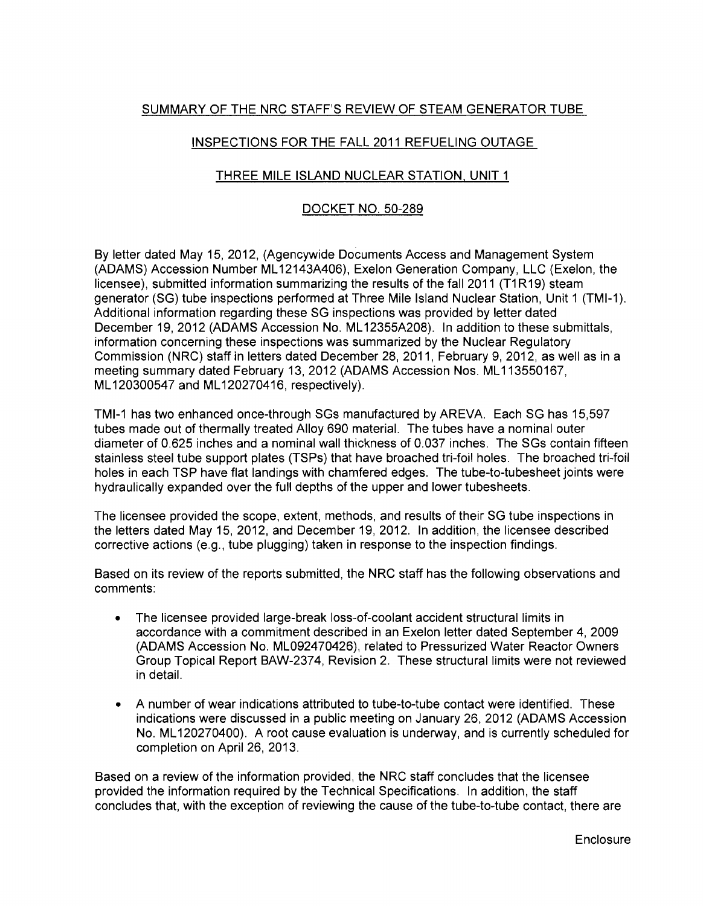SUMMARY OF THE NRC STAFF'S REVIEW OF STEAM GENERATOR TUBE

INSPECTIONS FOR THE FALL 2011 REFUELING OUTAGE

THREE MILE ISLAND NUCLEAR STATION, UNIT 1

DOCKET NO. 50-289

By letter dated May 15, 2012, (Agencywide Documents Access and Management System (ADAMS) Accession Number ML12143A406), Exelon Generation Company, LLC (Exelon, the licensee), submitted information summarizing the results of the fall 2011 (T1R19) steam generator (SG) tube inspections performed at Three Mile Island Nuclear Station, Unit 1 (TMI-1). Additional information regarding these SG inspections was provided by letter dated December 19, 2012 (ADAMS Accession No. ML12355A208). In addition to these submittals, information concerning these inspections was summarized by the Nuclear Regulatory Commission (NRC) staff in letters dated December 28, 2011, February 9, 2012, as well as in a meeting summary dated February 13, 2012 (ADAMS Accession Nos. ML113550167, ML120300547 and ML120270416, respectively).

TMI-1 has two enhanced once-through SGs manufactured by AREVA. Each SG has 15,597 tubes made out of thermally treated Alloy 690 material. The tubes have a nominal outer diameter of 0.625 inches and a nominal wall thickness of 0.037 inches. The SGs contain fifteen stainless steel tube support plates (TSPs) that have broached tri-foil holes. The broached tri-foil holes in each TSP have flat landings with chamfered edges. The tube-to-tubesheet joints were hydraulically expanded over the full depths of the upper and lower tubesheets.

The licensee provided the scope, extent, methods, and results of their SG tube inspections in the letters dated May 15, 2012, and December 19, 2012. In addition, the licensee described corrective actions (e.g., tube plugging) taken in response to the inspection findings.

Based on its review of the reports submitted, the NRC staff has the following observations and comments:

- The licensee provided large-break loss-of-coolant accident structural limits in accordance with a commitment described in an Exelon letter dated September 4, 2009 (ADAMS Accession No. ML092470426), related to Pressurized Water Reactor Owners Group Topical Report BAW-2374, Revision 2. These structural limits were not reviewed in detail.
- A number of wear indications attributed to tube-to-tube contact were identified. These indications were discussed in a public meeting on January 26, 2012 (ADAMS Accession No. ML120270400). A root cause evaluation is underway, and is currently scheduled for completion on April 26, 2013.

Based on a review of the information provided, the NRC staff concludes that the licensee provided the information required by the Technical Specifications. In addition, the staff concludes that, with the exception of reviewing the cause of the tube-to-tube contact, there are

Enclosure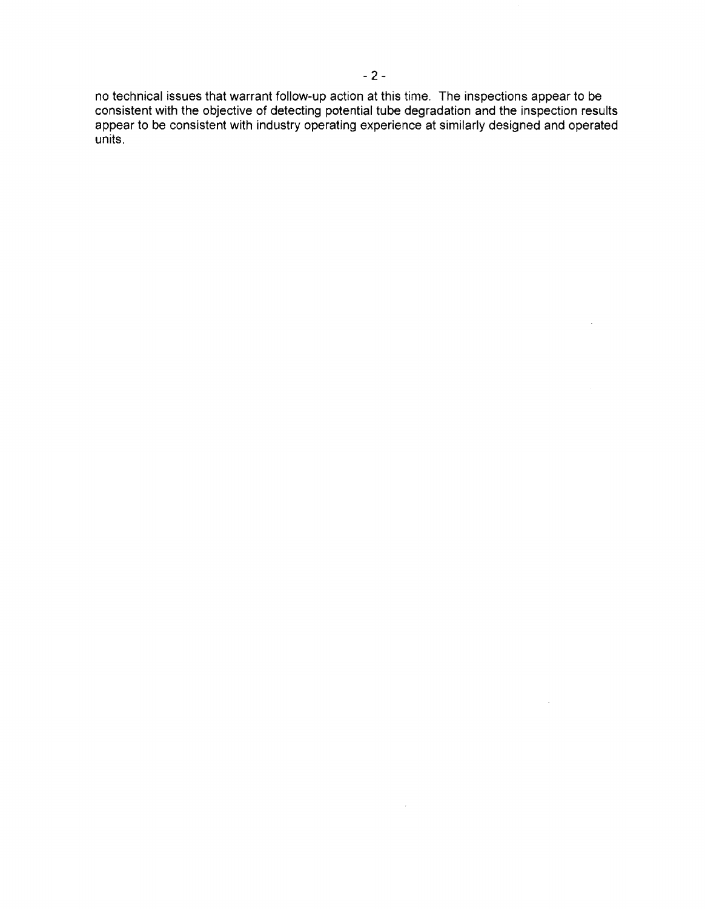no technical issues that warrant follow-up action at this time. The inspections appear to be consistent with the objective of detecting potential tube degradation and the inspection results appear to be consistent with industry operating experience at similarly designed and operated units.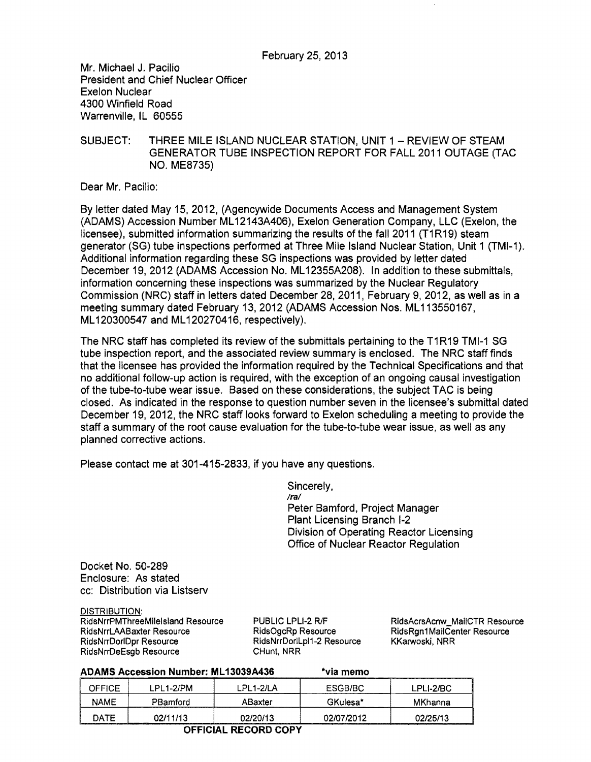February 25, 2013

Mr. Michael J. Pacilio
President and Chief Nuclear Officer
Exelon Nuclear
4300 Winfield Road
Warrenville, IL 60555

SUBJECT: THREE MILE ISLAND NUCLEAR STATION, UNIT 1 – REVIEW OF STEAM GENERATOR TUBE INSPECTION REPORT FOR FALL 2011 OUTAGE (TAC NO. ME8735)

Dear Mr. Pacilio:

By letter dated May 15, 2012, (Agencywide Documents Access and Management System (ADAMS) Accession Number ML12143A406), Exelon Generation Company, LLC (Exelon, the licensee), submitted information summarizing the results of the fall 2011 (T1R19) steam generator (SG) tube inspections performed at Three Mile Island Nuclear Station, Unit 1 (TMI-1). Additional information regarding these SG inspections was provided by letter dated December 19, 2012 (ADAMS Accession No. ML12355A208). In addition to these submittals, information concerning these inspections was summarized by the Nuclear Regulatory Commission (NRC) staff in letters dated December 28, 2011, February 9, 2012, as well as in a meeting summary dated February 13, 2012 (ADAMS Accession Nos. ML113550167, ML120300547 and ML120270416, respectively).

The NRC staff has completed its review of the submittals pertaining to the T1R19 TMI-1 SG tube inspection report, and the associated review summary is enclosed. The NRC staff finds that the licensee has provided the information required by the Technical Specifications and that no additional follow-up action is required, with the exception of an ongoing causal investigation of the tube-to-tube wear issue. Based on these considerations, the subject TAC is being closed. As indicated in the response to question number seven in the licensee's submittal dated December 19, 2012, the NRC staff looks forward to Exelon scheduling a meeting to provide the staff a summary of the root cause evaluation for the tube-to-tube wear issue, as well as any planned corrective actions.

Please contact me at 301-415-2833, if you have any questions.

Sincerely,
*/ra/*
Peter Bamford, Project Manager
Plant Licensing Branch I-2
Division of Operating Reactor Licensing
Office of Nuclear Reactor Regulation

Docket No. 50-289
Enclosure: As stated
cc: Distribution via Listserv

DISTRIBUTION:
RidsNrrPMThreeMileIsland Resource
RidsNrrLAABaxter Resource
RidsNrrDorlDpr Resource
RidsNrrDeEsgb Resource
PUBLIC LPLI-2 R/F
RidsOgcRp Resource
RidsNrrDorlLpl1-2 Resource
CHunt, NRR
RidsAcrsAcnw_MailCTR Resource
RidsRgn1MailCenter Resource
KKarwoski, NRR

**ADAMS Accession Number: ML13039A436** *via memo

| OFFICE | LPL1-2/PM | LPL1-2/LA | ESGB/BC | LPLI-2/BC |
|---|---|---|---|---|
| NAME | PBamford | ABaxter | GKulesa* | MKhanna |
| DATE | 02/11/13 | 02/20/13 | 02/07/2012 | 02/25/13 |

**OFFICIAL RECORD COPY**